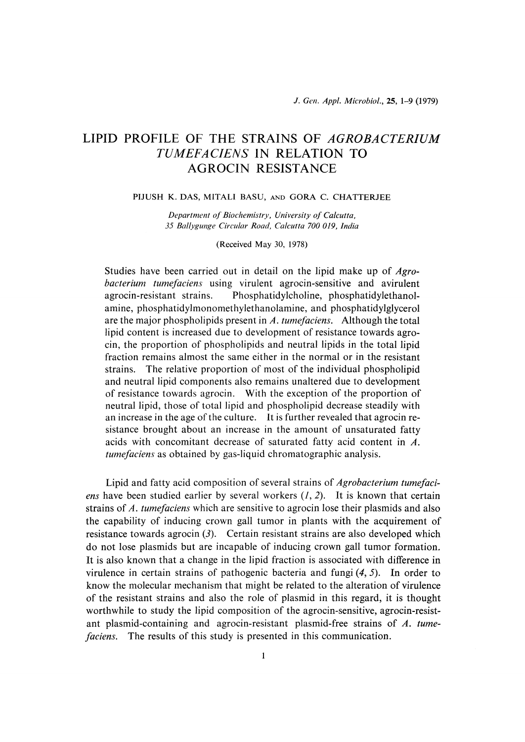# LIPID PROFILE OF THE STRAINS OF *AGROBACTERIUM TUMEFACIENS* IN RELATION TO AGROCIN RESISTANCE

PIJUSH K. DAS, MITALI BASU, AND GORA C. CHATTERJEE

*Department of Biochemistry, University of Calcutta, 35 Ballygunge Circular Road, Calcutta 700 019, India*

(Received May 30, 1978)

Studies have been carried out in detail on the lipid make up of *Agrobacterium tumefaciens* using virulent agrocin-sensitive and avirulent agrocin-resistant strains. Phosphatidylcholine, phosphatidylethanolamine, phosphatidylmonomethylethanolamine, and phosphatidylglycerol are the major phospholipids present in *A. tumefaciens*. Although the total lipid content is increased due to development of resistance towards agrocin, the proportion of phospholipids and neutral lipids in the total lipid fraction remains almost the same either in the normal or in the resistant strains. The relative proportion of most of the individual phospholipid and neutral lipid components also remains unaltered due to development of resistance towards agrocin. With the exception of the proportion of neutral lipid, those of total lipid and phospholipid decrease steadily with an increase in the age of the culture. It is further revealed that agrocin resistance brought about an increase in the amount of unsaturated fatty acids with concomitant decrease of saturated fatty acid content in *A. tumefaciens* as obtained by gas-liquid chromatographic analysis.

Lipid and fatty acid composition of several strains of *Agrobacterium tumefaciens* have been studied earlier by several workers (*1, 2*). It is known that certain strains of *A. tumefaciens* which are sensitive to agrocin lose their plasmids and also the capability of inducing crown gall tumor in plants with the acquirement of resistance towards agrocin (*3*). Certain resistant strains are also developed which do not lose plasmids but are incapable of inducing crown gall tumor formation. It is also known that a change in the lipid fraction is associated with difference in virulence in certain strains of pathogenic bacteria and fungi (*4, 5*). In order to know the molecular mechanism that might be related to the alteration of virulence of the resistant strains and also the role of plasmid in this regard, it is thought worthwhile to study the lipid composition of the agrocin-sensitive, agrocin-resistant plasmid-containing and agrocin-resistant plasmid-free strains of *A. tumefaciens*. The results of this study is presented in this communication.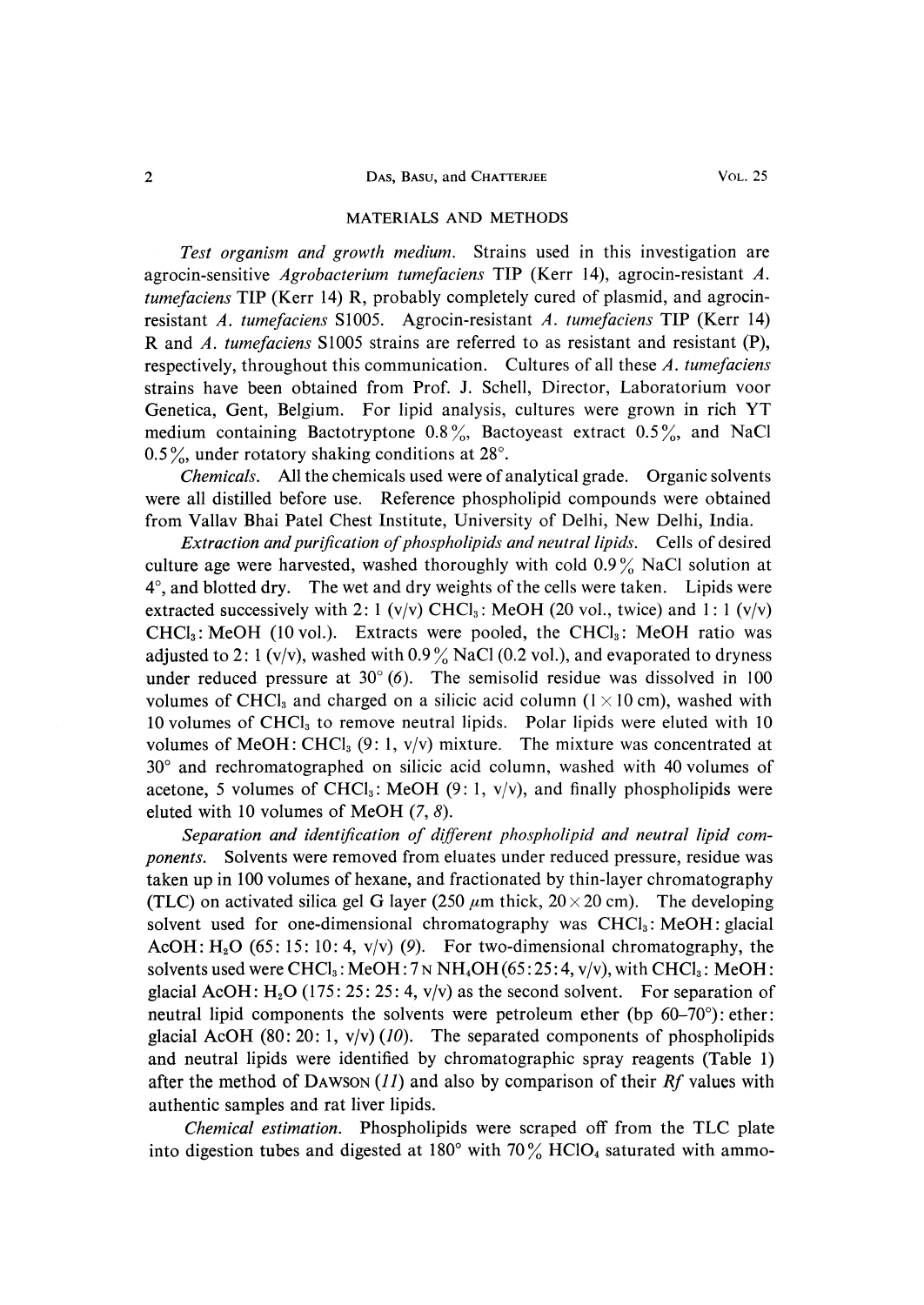## MATERIALS AND METHODS

*Test organism and growth medium.* Strains used in this investigation are agrocin-sensitive *Agrobacterium tumefaciens* TIP (Kerr 14), agrocin-resistant *A. tumefaciens* TIP (Kerr 14) R, probably completely cured of plasmid, and agrocin-resistant *A. tumefaciens* S1005. Agrocin-resistant *A. tumefaciens* TIP (Kerr 14) R and *A. tumefaciens* S1005 strains are referred to as resistant and resistant (P), respectively, throughout this communication. Cultures of all these *A. tumefaciens* strains have been obtained from Prof. J. Schell, Director, Laboratorium voor Genetica, Gent, Belgium. For lipid analysis, cultures were grown in rich YT medium containing Bactotryptone 0.8%, Bactoyeast extract 0.5%, and NaCl 0.5%, under rotatory shaking conditions at 28°.

*Chemicals.* All the chemicals used were of analytical grade. Organic solvents were all distilled before use. Reference phospholipid compounds were obtained from Vallav Bhai Patel Chest Institute, University of Delhi, New Delhi, India.

*Extraction and purification of phospholipids and neutral lipids.* Cells of desired culture age were harvested, washed thoroughly with cold 0.9% NaCl solution at 4°, and blotted dry. The wet and dry weights of the cells were taken. Lipids were extracted successively with 2: 1 (v/v) $CHCl_3$: MeOH (20 vol., twice) and 1: 1 (v/v) $CHCl_3$: MeOH (10 vol.). Extracts were pooled, the $CHCl_3$: MeOH ratio was adjusted to 2: 1 (v/v), washed with 0.9% NaCl (0.2 vol.), and evaporated to dryness under reduced pressure at 30° (*6*). The semisolid residue was dissolved in 100 volumes of $CHCl_3$ and charged on a silicic acid column ($1 \times 10$ cm), washed with 10 volumes of $CHCl_3$ to remove neutral lipids. Polar lipids were eluted with 10 volumes of MeOH: $CHCl_3$ (9: 1, v/v) mixture. The mixture was concentrated at 30° and rechromatographed on silicic acid column, washed with 40 volumes of acetone, 5 volumes of $CHCl_3$: MeOH (9: 1, v/v), and finally phospholipids were eluted with 10 volumes of MeOH (*7*, *8*).

*Separation and identification of different phospholipid and neutral lipid components.* Solvents were removed from eluates under reduced pressure, residue was taken up in 100 volumes of hexane, and fractionated by thin-layer chromatography (TLC) on activated silica gel G layer (250 $\mu$m thick, $20 \times 20$ cm). The developing solvent used for one-dimensional chromatography was $CHCl_3$: MeOH: glacial AcOH: $H_2O$ (65: 15: 10: 4, v/v) (*9*). For two-dimensional chromatography, the solvents used were $CHCl_3$: MeOH: 7 N $NH_4OH$ (65: 25: 4, v/v), with $CHCl_3$: MeOH: glacial AcOH: $H_2O$ (175: 25: 25: 4, v/v) as the second solvent. For separation of neutral lipid components the solvents were petroleum ether (bp 60–70°): ether: glacial AcOH (80: 20: 1, v/v) (*10*). The separated components of phospholipids and neutral lipids were identified by chromatographic spray reagents (Table 1) after the method of Dawson (*11*) and also by comparison of their *Rf* values with authentic samples and rat liver lipids.

*Chemical estimation.* Phospholipids were scraped off from the TLC plate into digestion tubes and digested at 180° with 70% $HClO_4$ saturated with ammo-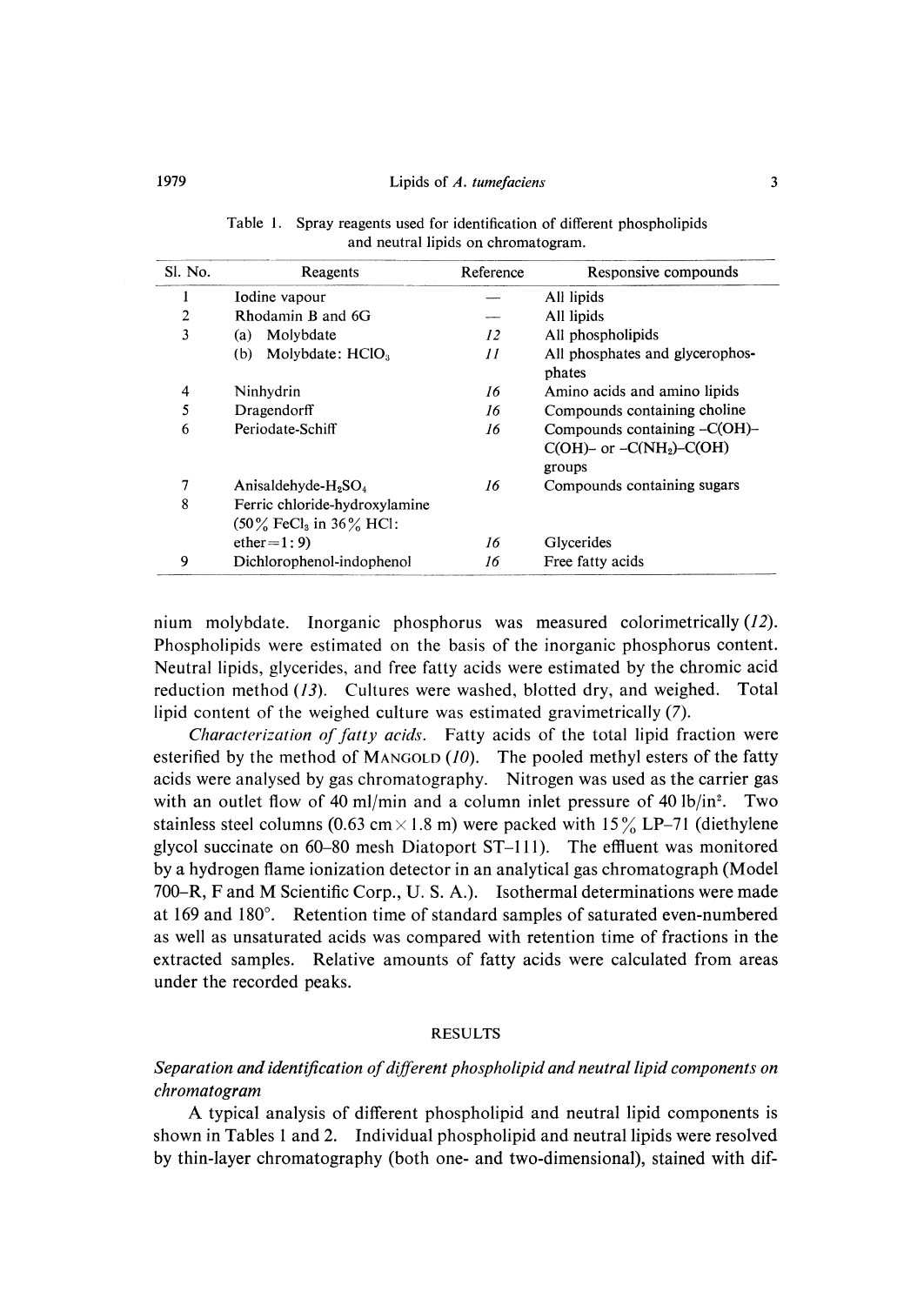Table 1. Spray reagents used for identification of different phospholipids and neutral lipids on chromatogram.

| Sl. No. | Reagents | Reference | Responsive compounds |
|---|---|---|---|
| 1 | Iodine vapour | — | All lipids |
| 2 | Rhodamin B and 6G | — | All lipids |
| 3 | (a) Molybdate | *12* | All phospholipids |
| | (b) Molybdate: $HClO_3$ | *11* | All phosphates and glycerophosphates |
| 4 | Ninhydrin | *16* | Amino acids and amino lipids |
| 5 | Dragendorff | *16* | Compounds containing choline |
| 6 | Periodate-Schiff | *16* | Compounds containing –C(OH)–C(OH)– or –C($NH_2$)–C(OH) groups |
| 7 | Anisaldehyde-$H_2SO_4$ | *16* | Compounds containing sugars |
| 8 | Ferric chloride-hydroxylamine (50% $FeCl_3$ in 36% HCl: ether=1:9) | *16* | Glycerides |
| 9 | Dichlorophenol-indophenol | *16* | Free fatty acids |

nium molybdate. Inorganic phosphorus was measured colorimetrically (*12*). Phospholipids were estimated on the basis of the inorganic phosphorus content. Neutral lipids, glycerides, and free fatty acids were estimated by the chromic acid reduction method (*13*). Cultures were washed, blotted dry, and weighed. Total lipid content of the weighed culture was estimated gravimetrically (*7*).

*Characterization of fatty acids.* Fatty acids of the total lipid fraction were esterified by the method of MANGOLD (*10*). The pooled methyl esters of the fatty acids were analysed by gas chromatography. Nitrogen was used as the carrier gas with an outlet flow of 40 ml/min and a column inlet pressure of 40 lb/in$^2$. Two stainless steel columns (0.63 cm × 1.8 m) were packed with 15% LP–71 (diethylene glycol succinate on 60–80 mesh Diatoport ST–111). The effluent was monitored by a hydrogen flame ionization detector in an analytical gas chromatograph (Model 700–R, F and M Scientific Corp., U. S. A.). Isothermal determinations were made at 169 and 180°. Retention time of standard samples of saturated even-numbered as well as unsaturated acids was compared with retention time of fractions in the extracted samples. Relative amounts of fatty acids were calculated from areas under the recorded peaks.

## RESULTS

### *Separation and identification of different phospholipid and neutral lipid components on chromatogram*

A typical analysis of different phospholipid and neutral lipid components is shown in Tables 1 and 2. Individual phospholipid and neutral lipids were resolved by thin-layer chromatography (both one- and two-dimensional), stained with dif-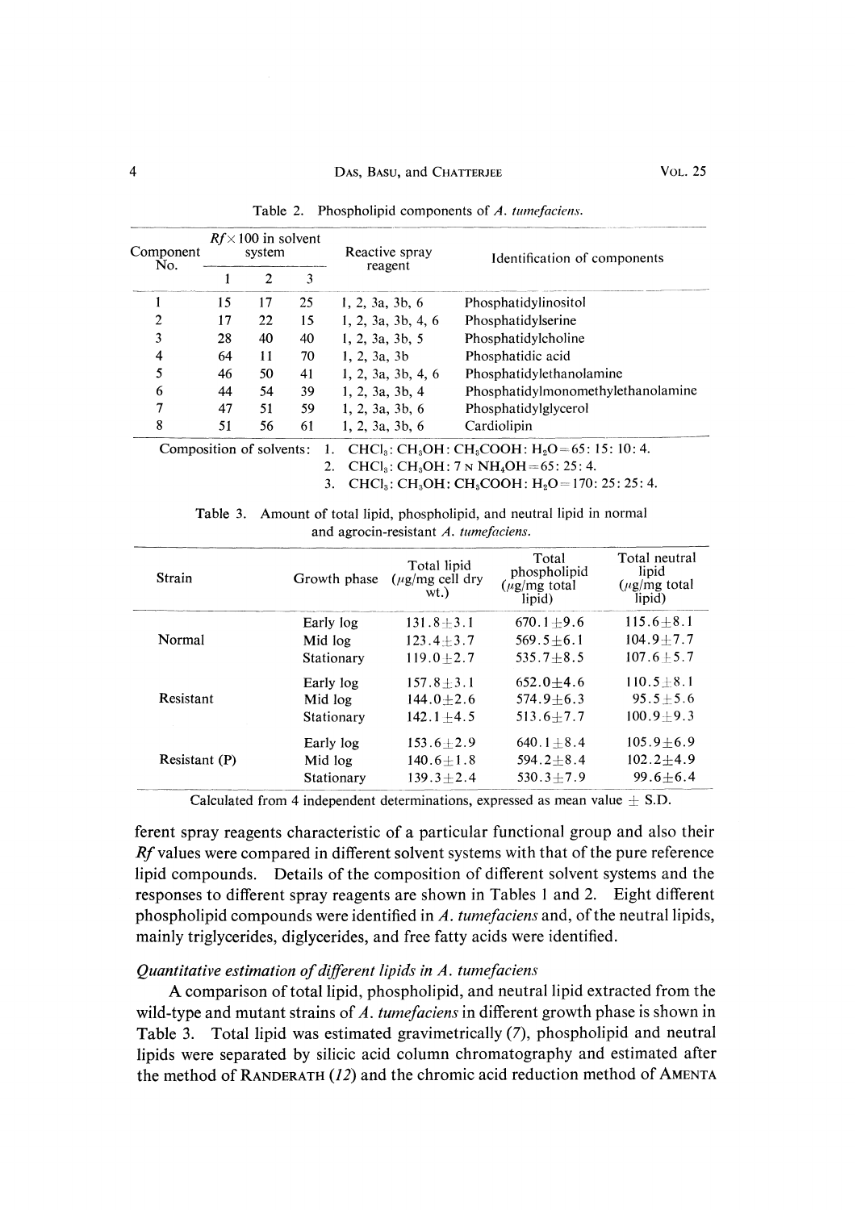Table 2. Phospholipid components of *A. tumefaciens*.

| Component No. | $Rf \times 100$ in solvent system | | | Reactive spray reagent | Identification of components |
|---|---|---|---|---|---|
| | 1 | 2 | 3 | | |
| 1 | 15 | 17 | 25 | 1, 2, 3a, 3b, 6 | Phosphatidylinositol |
| 2 | 17 | 22 | 15 | 1, 2, 3a, 3b, 4, 6 | Phosphatidylserine |
| 3 | 28 | 40 | 40 | 1, 2, 3a, 3b, 5 | Phosphatidylcholine |
| 4 | 64 | 11 | 70 | 1, 2, 3a, 3b | Phosphatidic acid |
| 5 | 46 | 50 | 41 | 1, 2, 3a, 3b, 4, 6 | Phosphatidylethanolamine |
| 6 | 44 | 54 | 39 | 1, 2, 3a, 3b, 4 | Phosphatidylmonomethylethanolamine |
| 7 | 47 | 51 | 59 | 1, 2, 3a, 3b, 6 | Phosphatidylglycerol |
| 8 | 51 | 56 | 61 | 1, 2, 3a, 3b, 6 | Cardiolipin |

Composition of solvents: 1. $CHCl_3$: $CH_3OH$: $CH_3COOH$: $H_2O$ = 65: 15: 10: 4.
2. $CHCl_3$: $CH_3OH$: 7 N $NH_4OH$ = 65: 25: 4.
3. $CHCl_3$: $CH_3OH$: $CH_3COOH$: $H_2O$ = 170: 25: 25: 4.

Table 3. Amount of total lipid, phospholipid, and neutral lipid in normal and agrocin-resistant *A. tumefaciens*.

| Strain | Growth phase | Total lipid ($\mu$g/mg cell dry wt.) | Total phospholipid ($\mu$g/mg total lipid) | Total neutral lipid ($\mu$g/mg total lipid) |
|---|---|---|---|---|
| | Early log | $131.8 \pm 3.1$ | $670.1 \pm 9.6$ | $115.6 \pm 8.1$ |
| Normal | Mid log | $123.4 \pm 3.7$ | $569.5 \pm 6.1$ | $104.9 \pm 7.7$ |
| | Stationary | $119.0 \pm 2.7$ | $535.7 \pm 8.5$ | $107.6 \pm 5.7$ |
| | Early log | $157.8 \pm 3.1$ | $652.0 \pm 4.6$ | $110.5 \pm 8.1$ |
| Resistant | Mid log | $144.0 \pm 2.6$ | $574.9 \pm 6.3$ | $95.5 \pm 5.6$ |
| | Stationary | $142.1 \pm 4.5$ | $513.6 \pm 7.7$ | $100.9 \pm 9.3$ |
| | Early log | $153.6 \pm 2.9$ | $640.1 \pm 8.4$ | $105.9 \pm 6.9$ |
| Resistant (P) | Mid log | $140.6 \pm 1.8$ | $594.2 \pm 8.4$ | $102.2 \pm 4.9$ |
| | Stationary | $139.3 \pm 2.4$ | $530.3 \pm 7.9$ | $99.6 \pm 6.4$ |

Calculated from 4 independent determinations, expressed as mean value $\pm$ S.D.

ferent spray reagents characteristic of a particular functional group and also their *Rf* values were compared in different solvent systems with that of the pure reference lipid compounds. Details of the composition of different solvent systems and the responses to different spray reagents are shown in Tables 1 and 2. Eight different phospholipid compounds were identified in *A. tumefaciens* and, of the neutral lipids, mainly triglycerides, diglycerides, and free fatty acids were identified.

### *Quantitative estimation of different lipids in A. tumefaciens*

A comparison of total lipid, phospholipid, and neutral lipid extracted from the wild-type and mutant strains of *A. tumefaciens* in different growth phase is shown in Table 3. Total lipid was estimated gravimetrically (*7*), phospholipid and neutral lipids were separated by silicic acid column chromatography and estimated after the method of RANDERATH (*12*) and the chromic acid reduction method of AMENTA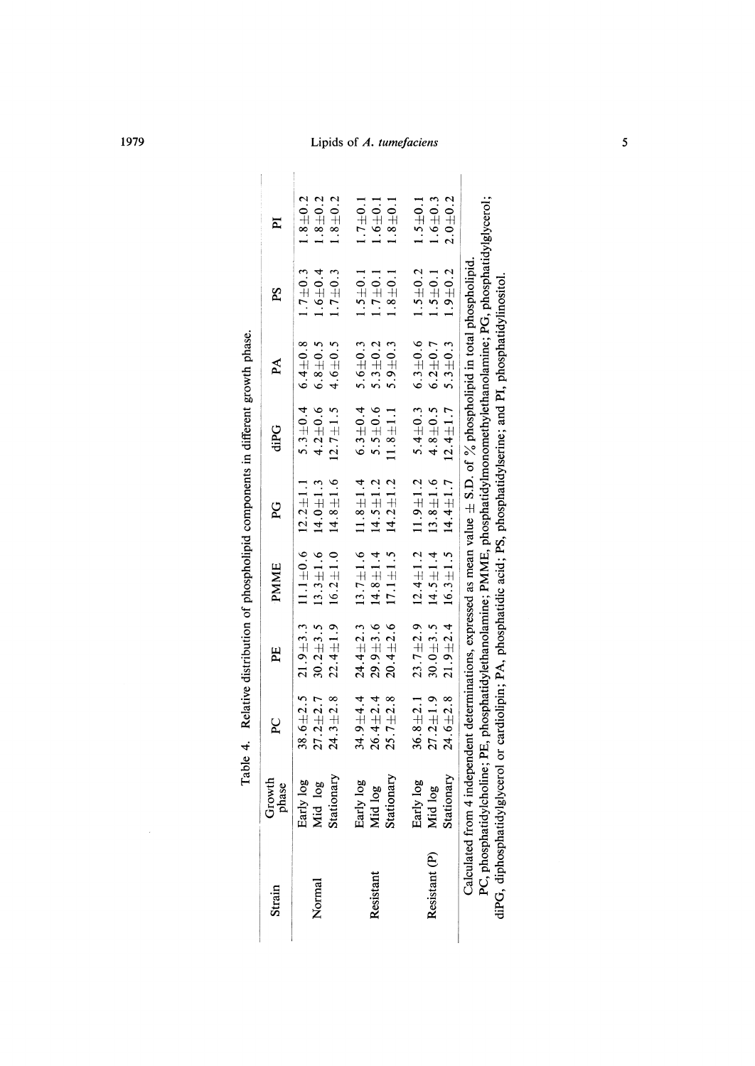Table 4. Relative distribution of phospholipid components in different growth phase.

| Strain | Growth phase | PC | PE | PMME | PG | diPG | PA | PS | PI |
|---|---|---|---|---|---|---|---|---|---|
| Normal | Early log | 38.6±2.5 | 21.9±3.3 | 11.1±0.6 | 12.2±1.1 | 5.3±0.4 | 6.4±0.8 | 1.7±0.3 | 1.8±0.2 |
| | Mid log | 27.2±2.7 | 30.2±3.5 | 13.3±1.6 | 14.0±1.3 | 4.2±0.6 | 6.8±0.5 | 1.6±0.4 | 1.8±0.2 |
| | Stationary | 24.3±2.8 | 22.4±1.9 | 16.2±1.0 | 14.8±1.6 | 12.7±1.5 | 4.6±0.5 | 1.7±0.3 | 1.8±0.2 |
| Resistant | Early log | 34.9±4.4 | 24.4±2.3 | 13.7±1.6 | 11.8±1.4 | 6.3±0.4 | 5.6±0.3 | 1.5±0.1 | 1.7±0.1 |
| | Mid log | 26.4±2.4 | 29.9±3.6 | 14.8±1.4 | 14.5±1.2 | 5.5±0.6 | 5.3±0.2 | 1.7±0.1 | 1.6±0.1 |
| | Stationary | 25.7±2.8 | 20.4±2.6 | 17.1±1.5 | 14.2±1.2 | 11.8±1.1 | 5.9±0.3 | 1.8±0.1 | 1.8±0.1 |
| Resistant (P) | Early log | 36.8±2.1 | 23.7±2.9 | 12.4±1.2 | 11.9±1.2 | 5.4±0.3 | 6.3±0.6 | 1.5±0.2 | 1.5±0.1 |
| | Mid log | 27.2±1.9 | 30.0±3.5 | 14.5±1.4 | 13.8±1.6 | 4.8±0.5 | 6.2±0.7 | 1.5±0.1 | 1.6±0.3 |
| | Stationary | 24.6±2.8 | 21.9±2.4 | 16.3±1.5 | 14.4±1.7 | 12.4±1.7 | 5.3±0.3 | 1.9±0.2 | 2.0±0.2 |

Calculated from 4 independent determinations, expressed as mean value ± S.D. of % phospholipid in total phospholipid.

PC, phosphatidylcholine; PE, phosphatidylethanolamine; PMME, phosphatidylmonomethylethanolamine; PG, phosphatidylglycerol; diPG, diphosphatidylglycerol or cardiolipin; PA, phosphatidic acid; PS, phosphatidylserine; and PI, phosphatidylinositol.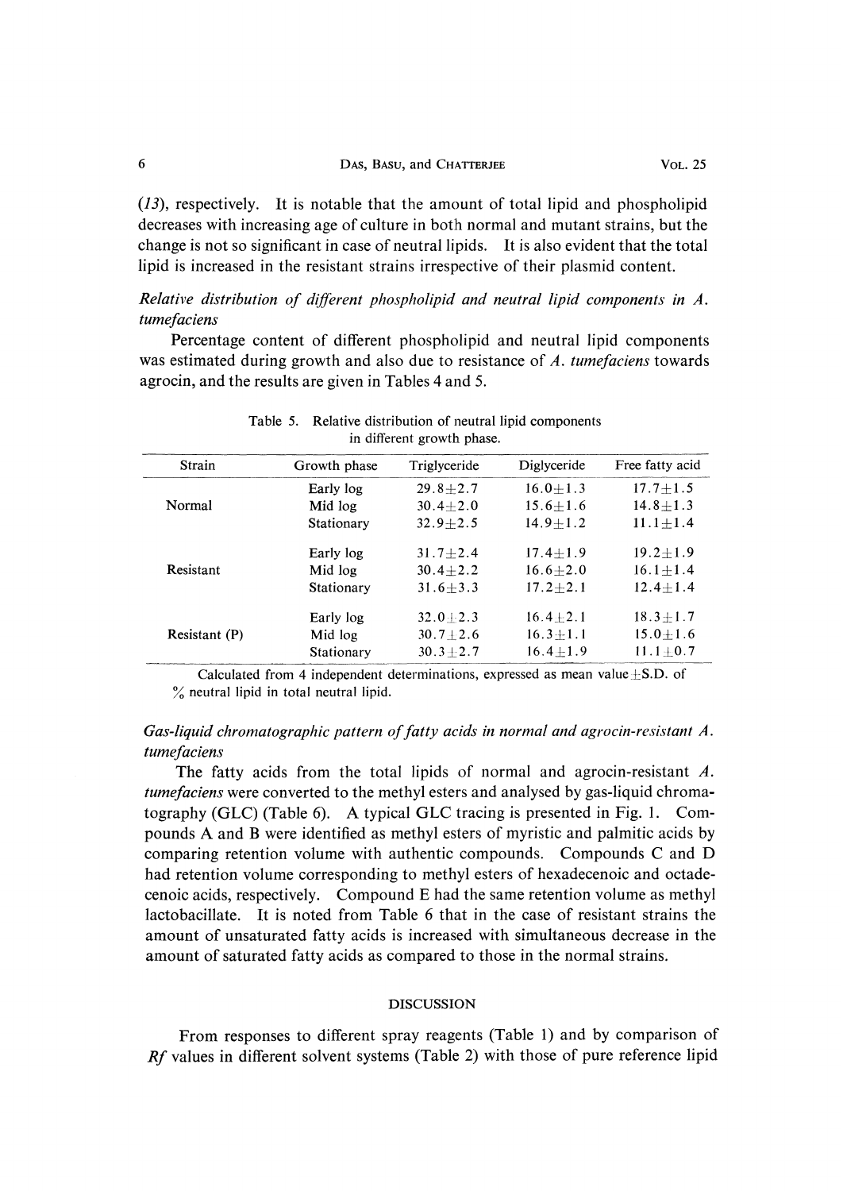(13), respectively. It is notable that the amount of total lipid and phospholipid decreases with increasing age of culture in both normal and mutant strains, but the change is not so significant in case of neutral lipids. It is also evident that the total lipid is increased in the resistant strains irrespective of their plasmid content.

*Relative distribution of different phospholipid and neutral lipid components in A. tumefaciens*

Percentage content of different phospholipid and neutral lipid components was estimated during growth and also due to resistance of *A. tumefaciens* towards agrocin, and the results are given in Tables 4 and 5.

Table 5. Relative distribution of neutral lipid components in different growth phase.

| Strain | Growth phase | Triglyceride | Diglyceride | Free fatty acid |
|---|---|---|---|---|
| Normal | Early log | 29.8±2.7 | 16.0±1.3 | 17.7±1.5 |
| | Mid log | 30.4±2.0 | 15.6±1.6 | 14.8±1.3 |
| | Stationary | 32.9±2.5 | 14.9±1.2 | 11.1±1.4 |
| Resistant | Early log | 31.7±2.4 | 17.4±1.9 | 19.2±1.9 |
| | Mid log | 30.4±2.2 | 16.6±2.0 | 16.1±1.4 |
| | Stationary | 31.6±3.3 | 17.2±2.1 | 12.4±1.4 |
| Resistant (P) | Early log | 32.0±2.3 | 16.4±2.1 | 18.3±1.7 |
| | Mid log | 30.7±2.6 | 16.3±1.1 | 15.0±1.6 |
| | Stationary | 30.3±2.7 | 16.4±1.9 | 11.1±0.7 |

Calculated from 4 independent determinations, expressed as mean value±S.D. of % neutral lipid in total neutral lipid.

*Gas-liquid chromatographic pattern of fatty acids in normal and agrocin-resistant A. tumefaciens*

The fatty acids from the total lipids of normal and agrocin-resistant *A. tumefaciens* were converted to the methyl esters and analysed by gas-liquid chromatography (GLC) (Table 6). A typical GLC tracing is presented in Fig. 1. Compounds A and B were identified as methyl esters of myristic and palmitic acids by comparing retention volume with authentic compounds. Compounds C and D had retention volume corresponding to methyl esters of hexadecenoic and octadecenoic acids, respectively. Compound E had the same retention volume as methyl lactobacillate. It is noted from Table 6 that in the case of resistant strains the amount of unsaturated fatty acids is increased with simultaneous decrease in the amount of saturated fatty acids as compared to those in the normal strains.

## DISCUSSION

From responses to different spray reagents (Table 1) and by comparison of *Rf* values in different solvent systems (Table 2) with those of pure reference lipid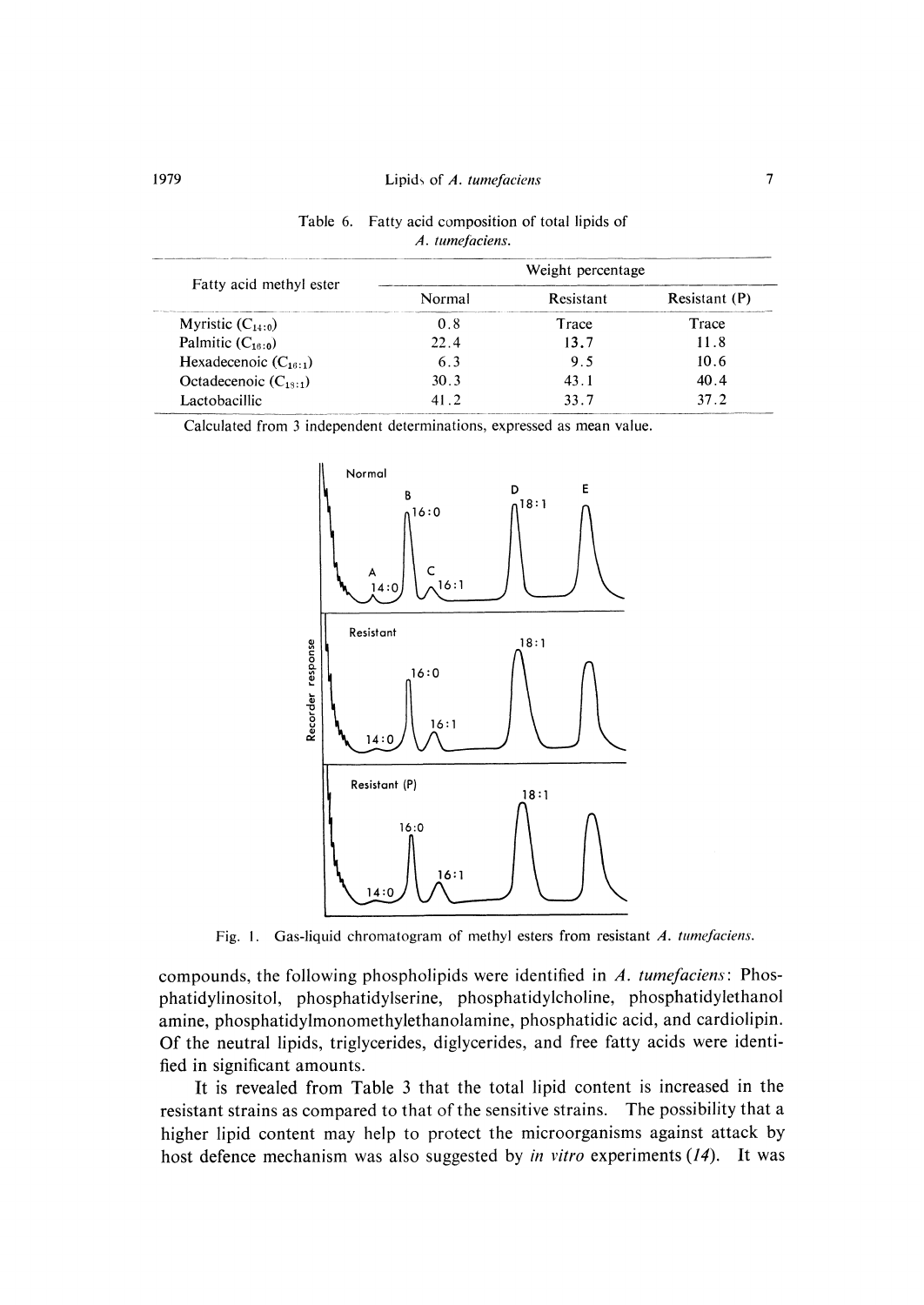Table 6. Fatty acid composition of total lipids of *A. tumefaciens*.

| Fatty acid methyl ester | Weight percentage | | |
|---|---|---|---|
| | Normal | Resistant | Resistant (P) |
| Myristic ($C_{14:0}$) | 0.8 | Trace | Trace |
| Palmitic ($C_{16:0}$) | 22.4 | 13.7 | 11.8 |
| Hexadecenoic ($C_{16:1}$) | 6.3 | 9.5 | 10.6 |
| Octadecenoic ($C_{18:1}$) | 30.3 | 43.1 | 40.4 |
| Lactobacillic | 41.2 | 33.7 | 37.2 |

Calculated from 3 independent determinations, expressed as mean value.

Fig. 1. Gas-liquid chromatogram of methyl esters from resistant *A. tumefaciens*.

compounds, the following phospholipids were identified in *A. tumefaciens*: Phosphatidylinositol, phosphatidylserine, phosphatidylcholine, phosphatidylethanol amine, phosphatidylmonomethylethanolamine, phosphatidic acid, and cardiolipin. Of the neutral lipids, triglycerides, diglycerides, and free fatty acids were identified in significant amounts.

It is revealed from Table 3 that the total lipid content is increased in the resistant strains as compared to that of the sensitive strains. The possibility that a higher lipid content may help to protect the microorganisms against attack by host defence mechanism was also suggested by *in vitro* experiments (*14*). It was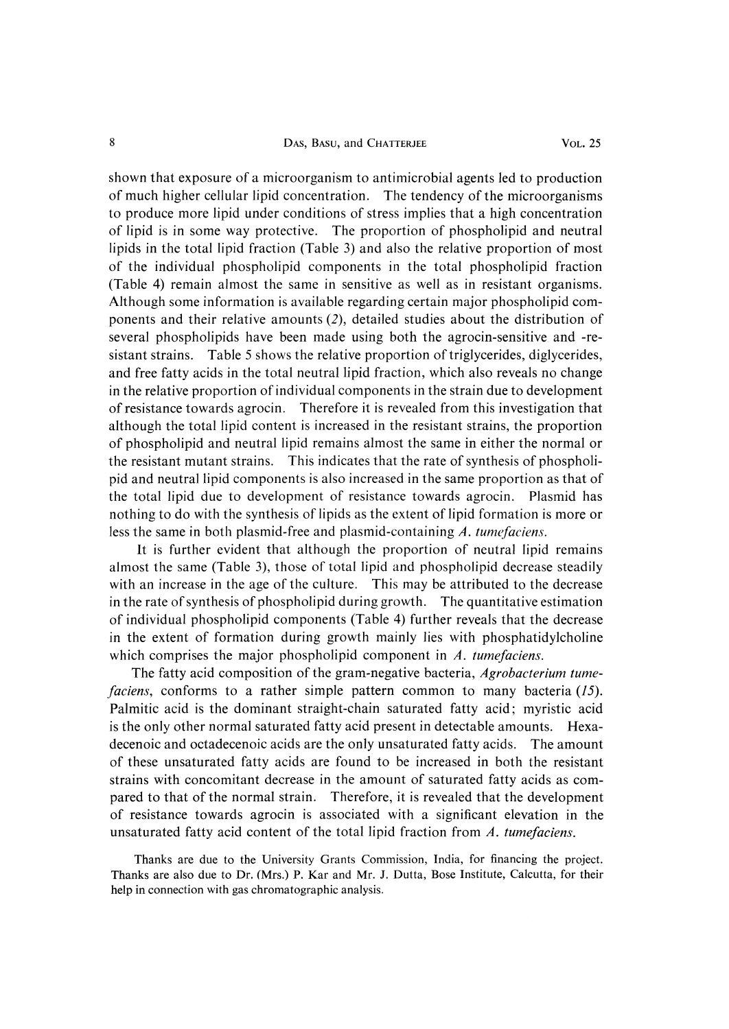shown that exposure of a microorganism to antimicrobial agents led to production of much higher cellular lipid concentration. The tendency of the microorganisms to produce more lipid under conditions of stress implies that a high concentration of lipid is in some way protective. The proportion of phospholipid and neutral lipids in the total lipid fraction (Table 3) and also the relative proportion of most of the individual phospholipid components in the total phospholipid fraction (Table 4) remain almost the same in sensitive as well as in resistant organisms. Although some information is available regarding certain major phospholipid components and their relative amounts (*2*), detailed studies about the distribution of several phospholipids have been made using both the agrocin-sensitive and -resistant strains. Table 5 shows the relative proportion of triglycerides, diglycerides, and free fatty acids in the total neutral lipid fraction, which also reveals no change in the relative proportion of individual components in the strain due to development of resistance towards agrocin. Therefore it is revealed from this investigation that although the total lipid content is increased in the resistant strains, the proportion of phospholipid and neutral lipid remains almost the same in either the normal or the resistant mutant strains. This indicates that the rate of synthesis of phospholipid and neutral lipid components is also increased in the same proportion as that of the total lipid due to development of resistance towards agrocin. Plasmid has nothing to do with the synthesis of lipids as the extent of lipid formation is more or less the same in both plasmid-free and plasmid-containing *A. tumefaciens*.

It is further evident that although the proportion of neutral lipid remains almost the same (Table 3), those of total lipid and phospholipid decrease steadily with an increase in the age of the culture. This may be attributed to the decrease in the rate of synthesis of phospholipid during growth. The quantitative estimation of individual phospholipid components (Table 4) further reveals that the decrease in the extent of formation during growth mainly lies with phosphatidylcholine which comprises the major phospholipid component in *A. tumefaciens*.

The fatty acid composition of the gram-negative bacteria, *Agrobacterium tumefaciens*, conforms to a rather simple pattern common to many bacteria (*15*). Palmitic acid is the dominant straight-chain saturated fatty acid; myristic acid is the only other normal saturated fatty acid present in detectable amounts. Hexadecenoic and octadecenoic acids are the only unsaturated fatty acids. The amount of these unsaturated fatty acids are found to be increased in both the resistant strains with concomitant decrease in the amount of saturated fatty acids as compared to that of the normal strain. Therefore, it is revealed that the development of resistance towards agrocin is associated with a significant elevation in the unsaturated fatty acid content of the total lipid fraction from *A. tumefaciens*.

Thanks are due to the University Grants Commission, India, for financing the project. Thanks are also due to Dr. (Mrs.) P. Kar and Mr. J. Dutta, Bose Institute, Calcutta, for their help in connection with gas chromatographic analysis.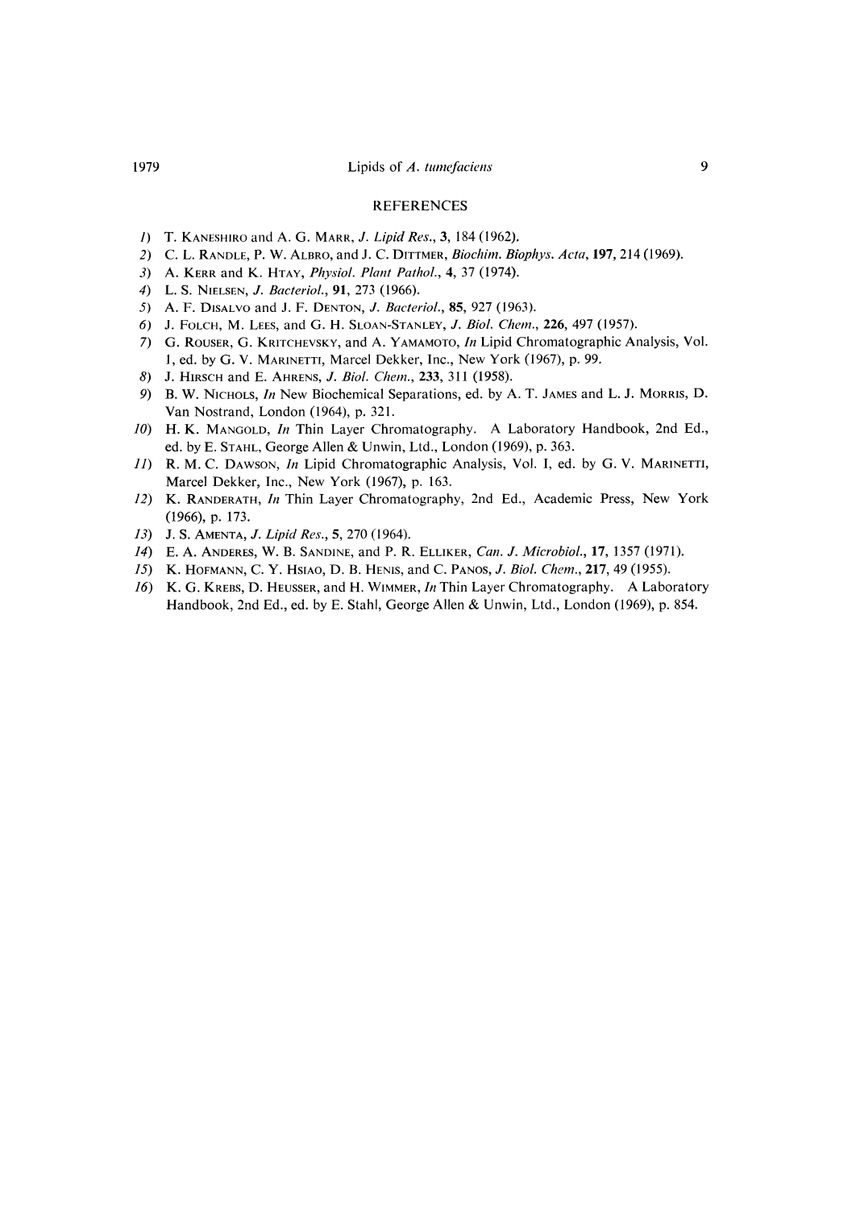## REFERENCES

1) T. Kaneshiro and A. G. Marr, *J. Lipid Res.*, **3**, 184 (1962).
2) C. L. Randle, P. W. Albro, and J. C. Dittmer, *Biochim. Biophys. Acta*, **197**, 214 (1969).
3) A. Kerr and K. Htay, *Physiol. Plant Pathol.*, **4**, 37 (1974).
4) L. S. Nielsen, *J. Bacteriol.*, **91**, 273 (1966).
5) A. F. DiSalvo and J. F. Denton, *J. Bacteriol.*, **85**, 927 (1963).
6) J. Folch, M. Lees, and G. H. Sloan-Stanley, *J. Biol. Chem.*, **226**, 497 (1957).
7) G. Rouser, G. Kritchevsky, and A. Yamamoto, *In* Lipid Chromatographic Analysis, Vol. 1, ed. by G. V. Marinetti, Marcel Dekker, Inc., New York (1967), p. 99.
8) J. Hirsch and E. Ahrens, *J. Biol. Chem.*, **233**, 311 (1958).
9) B. W. Nichols, *In* New Biochemical Separations, ed. by A. T. James and L. J. Morris, D. Van Nostrand, London (1964), p. 321.
10) H. K. Mangold, *In* Thin Layer Chromatography. A Laboratory Handbook, 2nd Ed., ed. by E. Stahl, George Allen & Unwin, Ltd., London (1969), p. 363.
11) R. M. C. Dawson, *In* Lipid Chromatographic Analysis, Vol. I, ed. by G. V. Marinetti, Marcel Dekker, Inc., New York (1967), p. 163.
12) K. Randerath, *In* Thin Layer Chromatography, 2nd Ed., Academic Press, New York (1966), p. 173.
13) J. S. Amenta, *J. Lipid Res.*, **5**, 270 (1964).
14) E. A. Anderes, W. B. Sandine, and P. R. Elliker, *Can. J. Microbiol.*, **17**, 1357 (1971).
15) K. Hofmann, C. Y. Hsiao, D. B. Henis, and C. Panos, *J. Biol. Chem.*, **217**, 49 (1955).
16) K. G. Krebs, D. Heusser, and H. Wimmer, *In* Thin Layer Chromatography. A Laboratory Handbook, 2nd Ed., ed. by E. Stahl, George Allen & Unwin, Ltd., London (1969), p. 854.